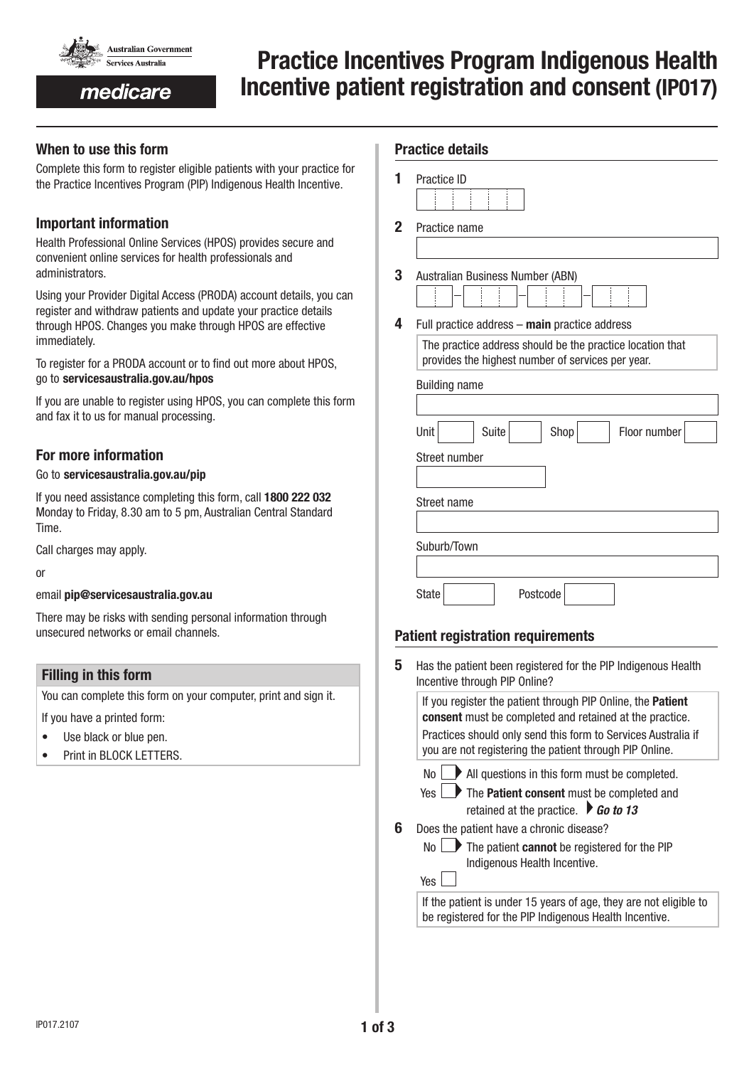# Practice Incentives Program Indigenous Health Incentive patient registration and consent (IP017)

Australian Government
Services Australia

medicare

## When to use this form

Complete this form to register eligible patients with your practice for the Practice Incentives Program (PIP) Indigenous Health Incentive.

## Important information

Health Professional Online Services (HPOS) provides secure and convenient online services for health professionals and administrators.

Using your Provider Digital Access (PRODA) account details, you can register and withdraw patients and update your practice details through HPOS. Changes you make through HPOS are effective immediately.

To register for a PRODA account or to find out more about HPOS, go to **servicesaustralia.gov.au/hpos**

If you are unable to register using HPOS, you can complete this form and fax it to us for manual processing.

## For more information

Go to **servicesaustralia.gov.au/pip**

If you need assistance completing this form, call **1800 222 032** Monday to Friday, 8.30 am to 5 pm, Australian Central Standard Time.

Call charges may apply.

or

email **pip@servicesaustralia.gov.au**

There may be risks with sending personal information through unsecured networks or email channels.

### Filling in this form

You can complete this form on your computer, print and sign it.

If you have a printed form:

- Use black or blue pen.
- Print in BLOCK LETTERS.

## Practice details

**1** Practice ID

**2** Practice name

**3** Australian Business Number (ABN)

**4** Full practice address – **main** practice address

The practice address should be the practice location that provides the highest number of services per year.

Building name

Unit ☐ Suite ☐ Shop ☐ Floor number ☐

Street number

Street name

Suburb/Town

State ☐ Postcode ☐

## Patient registration requirements

**5** Has the patient been registered for the PIP Indigenous Health Incentive through PIP Online?

If you register the patient through PIP Online, the **Patient consent** must be completed and retained at the practice.
Practices should only send this form to Services Australia if you are not registering the patient through PIP Online.

- No ☐ ▶ All questions in this form must be completed.
- Yes ☐ ▶ The **Patient consent** must be completed and retained at the practice. ▶ ***Go to 13***

**6** Does the patient have a chronic disease?

- No ☐ ▶ The patient **cannot** be registered for the PIP Indigenous Health Incentive.
- Yes ☐

If the patient is under 15 years of age, they are not eligible to be registered for the PIP Indigenous Health Incentive.

IP017.2107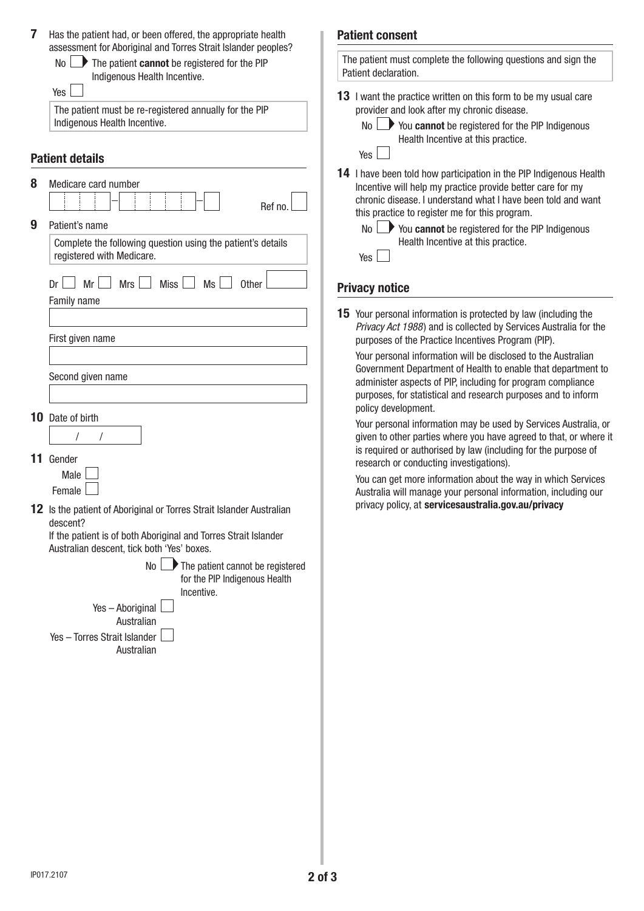**7** Has the patient had, or been offered, the appropriate health assessment for Aboriginal and Torres Strait Islander peoples?

- No ☐ ▶ The patient **cannot** be registered for the PIP Indigenous Health Incentive.
- Yes ☐

The patient must be re-registered annually for the PIP Indigenous Health Incentive.

## Patient details

**8** Medicare card number

☐☐☐☐ – ☐☐☐☐☐ – ☐ Ref no. ☐

**9** Patient's name

Complete the following question using the patient's details registered with Medicare.

Dr ☐ Mr ☐ Mrs ☐ Miss ☐ Ms ☐ Other ☐

Family name

First given name

Second given name

**10** Date of birth

/ /

**11** Gender

- Male ☐
- Female ☐

**12** Is the patient of Aboriginal or Torres Strait Islander Australian descent?

If the patient is of both Aboriginal and Torres Strait Islander Australian descent, tick both 'Yes' boxes.

- No ☐ ▶ The patient cannot be registered for the PIP Indigenous Health Incentive.
- Yes – Aboriginal Australian ☐
- Yes – Torres Strait Islander Australian ☐

## Patient consent

The patient must complete the following questions and sign the Patient declaration.

**13** I want the practice written on this form to be my usual care provider and look after my chronic disease.

- No ☐ ▶ You **cannot** be registered for the PIP Indigenous Health Incentive at this practice.
- Yes ☐

**14** I have been told how participation in the PIP Indigenous Health Incentive will help my practice provide better care for my chronic disease. I understand what I have been told and want this practice to register me for this program.

- No ☐ ▶ You **cannot** be registered for the PIP Indigenous Health Incentive at this practice.
- Yes ☐

## Privacy notice

**15** Your personal information is protected by law (including the *Privacy Act 1988*) and is collected by Services Australia for the purposes of the Practice Incentives Program (PIP).

Your personal information will be disclosed to the Australian Government Department of Health to enable that department to administer aspects of PIP, including for program compliance purposes, for statistical and research purposes and to inform policy development.

Your personal information may be used by Services Australia, or given to other parties where you have agreed to that, or where it is required or authorised by law (including for the purpose of research or conducting investigations).

You can get more information about the way in which Services Australia will manage your personal information, including our privacy policy, at **servicesaustralia.gov.au/privacy**

IP017.2107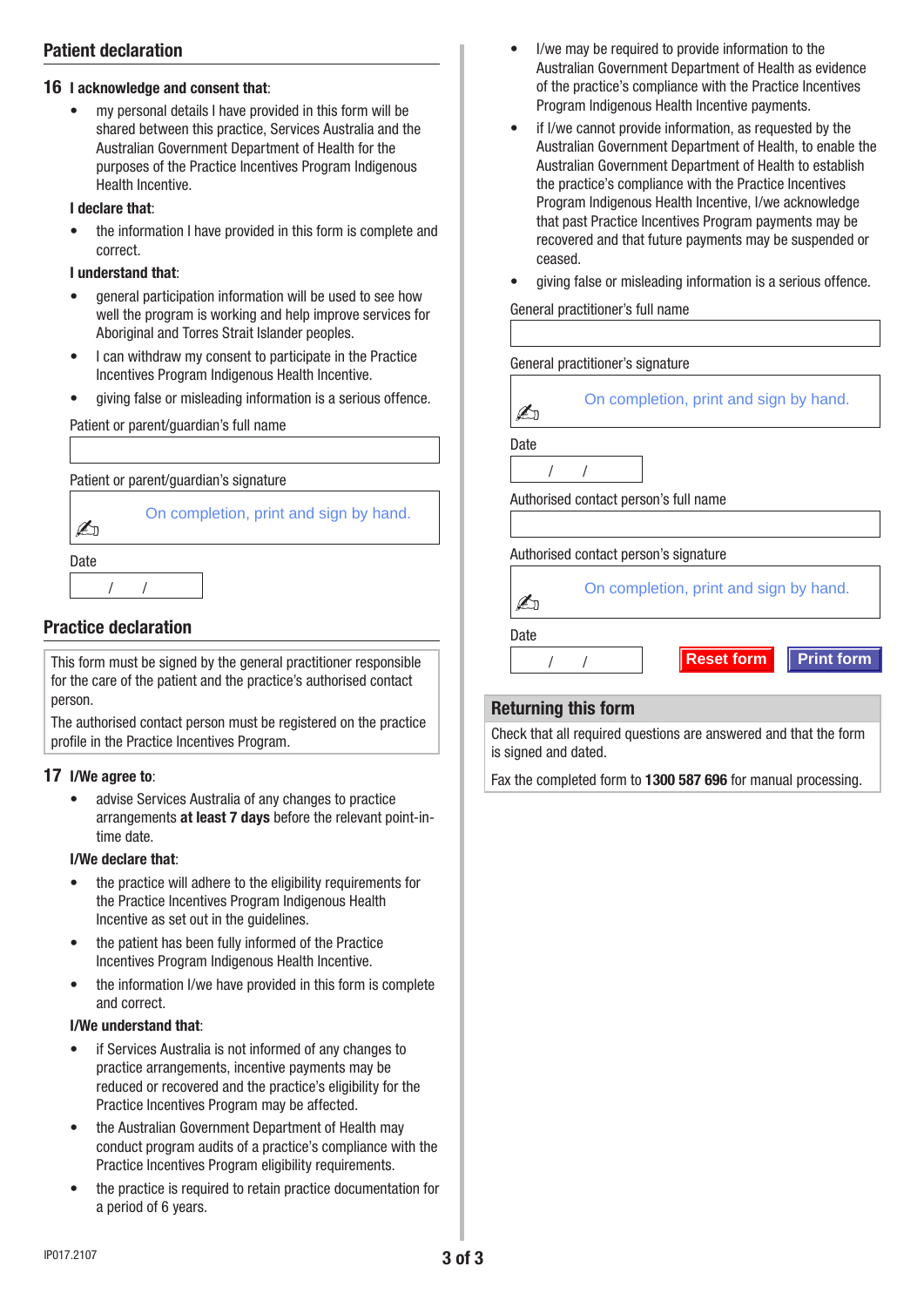## Patient declaration

**16 I acknowledge and consent that**:

- my personal details I have provided in this form will be shared between this practice, Services Australia and the Australian Government Department of Health for the purposes of the Practice Incentives Program Indigenous Health Incentive.

**I declare that**:

- the information I have provided in this form is complete and correct.

**I understand that**:

- general participation information will be used to see how well the program is working and help improve services for Aboriginal and Torres Strait Islander peoples.
- I can withdraw my consent to participate in the Practice Incentives Program Indigenous Health Incentive.
- giving false or misleading information is a serious offence.

Patient or parent/guardian's full name

Patient or parent/guardian's signature

On completion, print and sign by hand.

Date

/ /

## Practice declaration

This form must be signed by the general practitioner responsible for the care of the patient and the practice's authorised contact person.

The authorised contact person must be registered on the practice profile in the Practice Incentives Program.

**17 I/We agree to**:

- advise Services Australia of any changes to practice arrangements **at least 7 days** before the relevant point-in-time date.

**I/We declare that**:

- the practice will adhere to the eligibility requirements for the Practice Incentives Program Indigenous Health Incentive as set out in the guidelines.
- the patient has been fully informed of the Practice Incentives Program Indigenous Health Incentive.
- the information I/we have provided in this form is complete and correct.

**I/We understand that**:

- if Services Australia is not informed of any changes to practice arrangements, incentive payments may be reduced or recovered and the practice's eligibility for the Practice Incentives Program may be affected.
- the Australian Government Department of Health may conduct program audits of a practice's compliance with the Practice Incentives Program eligibility requirements.
- the practice is required to retain practice documentation for a period of 6 years.
- I/we may be required to provide information to the Australian Government Department of Health as evidence of the practice's compliance with the Practice Incentives Program Indigenous Health Incentive payments.
- if I/we cannot provide information, as requested by the Australian Government Department of Health, to enable the Australian Government Department of Health to establish the practice's compliance with the Practice Incentives Program Indigenous Health Incentive, I/we acknowledge that past Practice Incentives Program payments may be recovered and that future payments may be suspended or ceased.
- giving false or misleading information is a serious offence.

General practitioner's full name

General practitioner's signature

On completion, print and sign by hand.

Date

/ /

Authorised contact person's full name

Authorised contact person's signature

On completion, print and sign by hand.

Date

/ /

Reset form Print form

## Returning this form

Check that all required questions are answered and that the form is signed and dated.

Fax the completed form to **1300 587 696** for manual processing.

IP017.2107